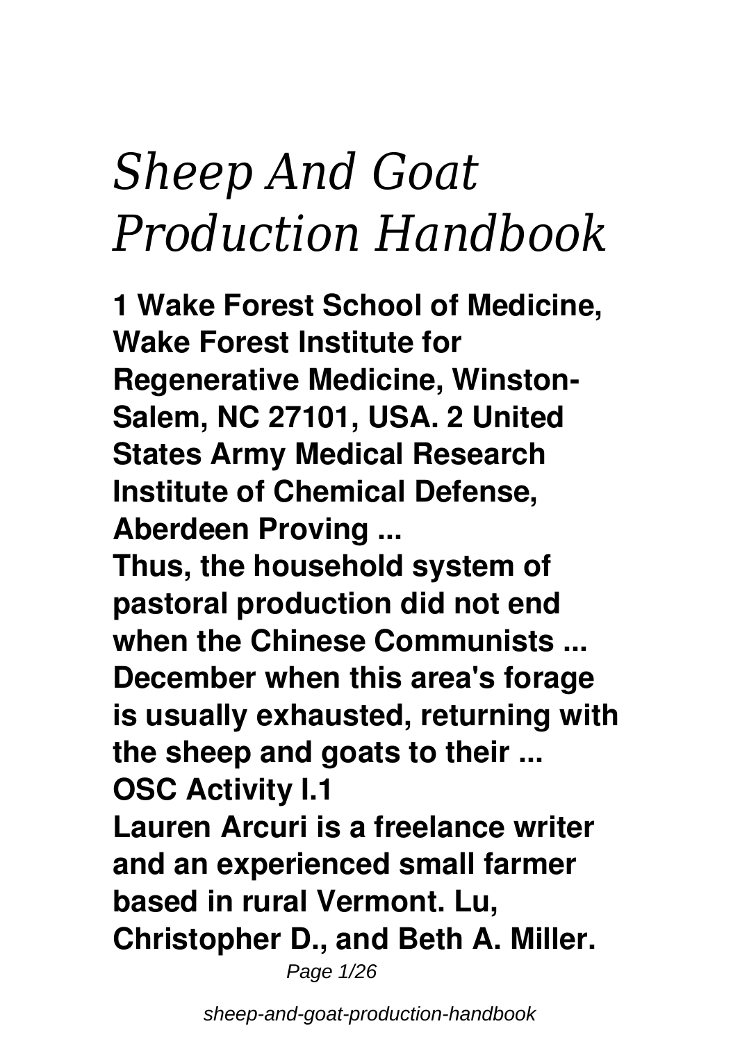# *Sheep And Goat Production Handbook*

**1 Wake Forest School of Medicine, Wake Forest Institute for Regenerative Medicine, Winston-Salem, NC 27101, USA. 2 United States Army Medical Research Institute of Chemical Defense, Aberdeen Proving ...**

**Thus, the household system of pastoral production did not end when the Chinese Communists ... December when this area's forage is usually exhausted, returning with the sheep and goats to their ...**

**OSC Activity I.1**

**Lauren Arcuri is a freelance writer and an experienced small farmer based in rural Vermont. Lu, Christopher D., and Beth A. Miller.**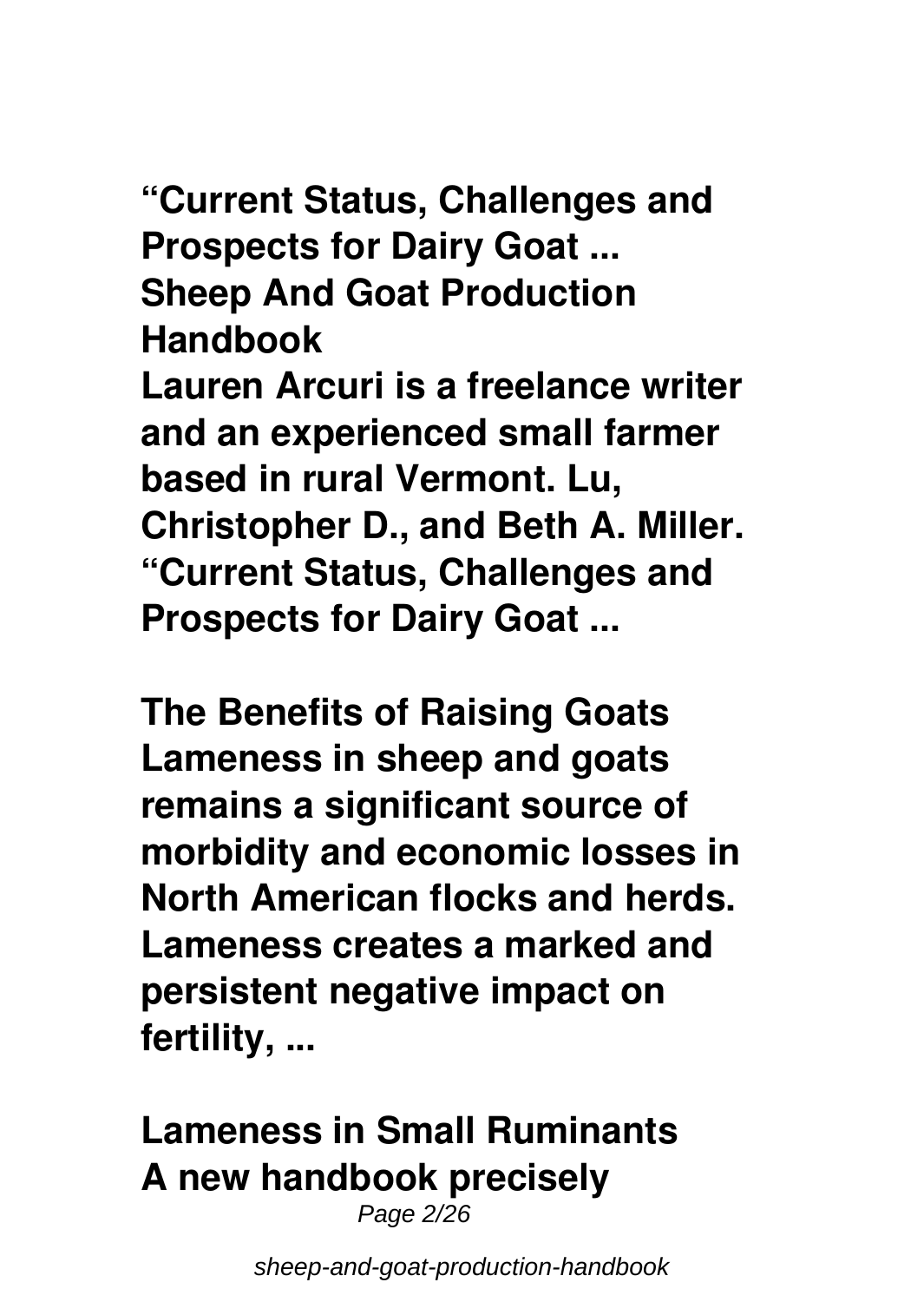**“Current Status, Challenges and Prospects for Dairy Goat ...**
**Sheep And Goat Production Handbook**
**Lauren Arcuri is a freelance writer and an experienced small farmer based in rural Vermont. Lu, Christopher D., and Beth A. Miller. “Current Status, Challenges and Prospects for Dairy Goat ...**

**The Benefits of Raising Goats**
**Lameness in sheep and goats remains a significant source of morbidity and economic losses in North American flocks and herds. Lameness creates a marked and persistent negative impact on fertility, ...**

**Lameness in Small Ruminants**
**A new handbook precisely**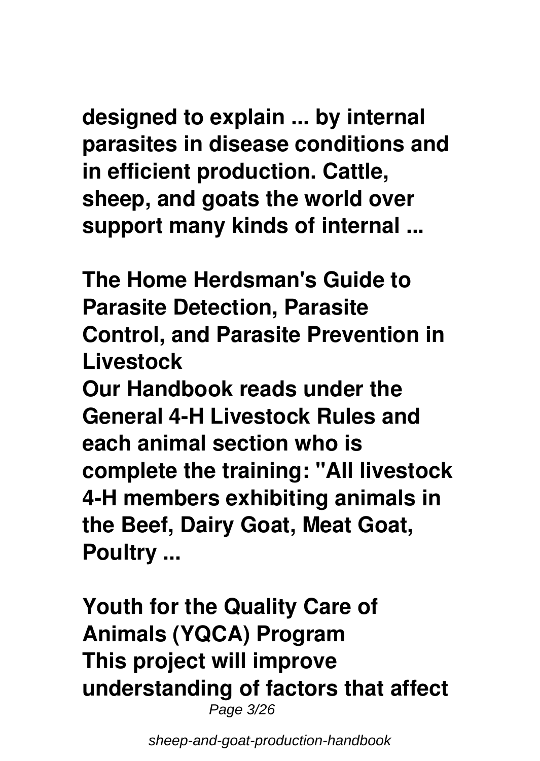designed to explain ... by internal parasites in disease conditions and in efficient production. Cattle, sheep, and goats the world over support many kinds of internal ...

**The Home Herdsman's Guide to Parasite Detection, Parasite Control, and Parasite Prevention in Livestock**

Our Handbook reads under the General 4-H Livestock Rules and each animal section who is complete the training: "All livestock 4-H members exhibiting animals in the Beef, Dairy Goat, Meat Goat, Poultry ...

**Youth for the Quality Care of Animals (YQCA) Program**

This project will improve understanding of factors that affect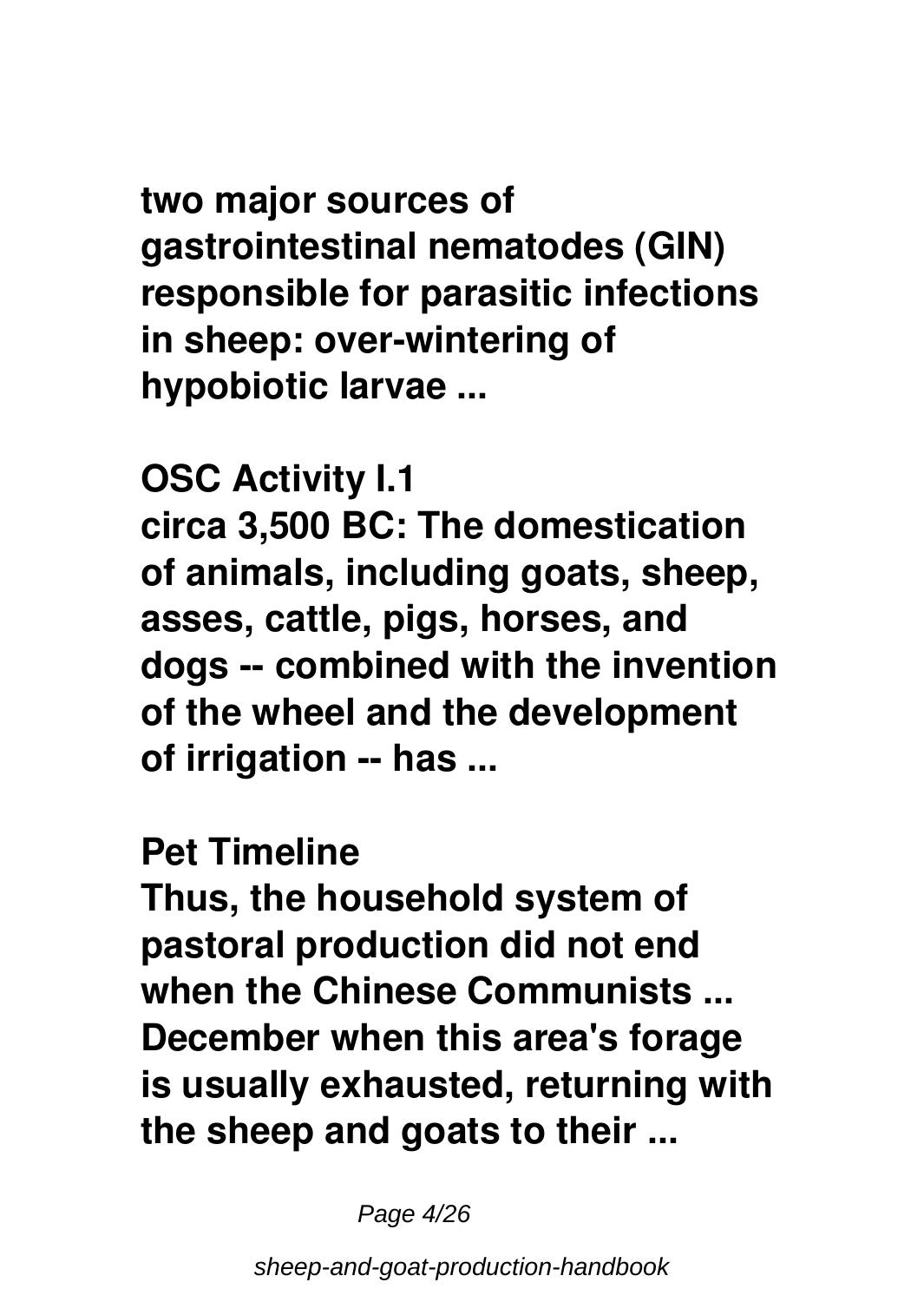**two major sources of gastrointestinal nematodes (GIN) responsible for parasitic infections in sheep: over-wintering of hypobiotic larvae ...**

**OSC Activity I.1**

**circa 3,500 BC: The domestication of animals, including goats, sheep, asses, cattle, pigs, horses, and dogs -- combined with the invention of the wheel and the development of irrigation -- has ...**

**Pet Timeline**

**Thus, the household system of pastoral production did not end when the Chinese Communists ... December when this area's forage is usually exhausted, returning with the sheep and goats to their ...**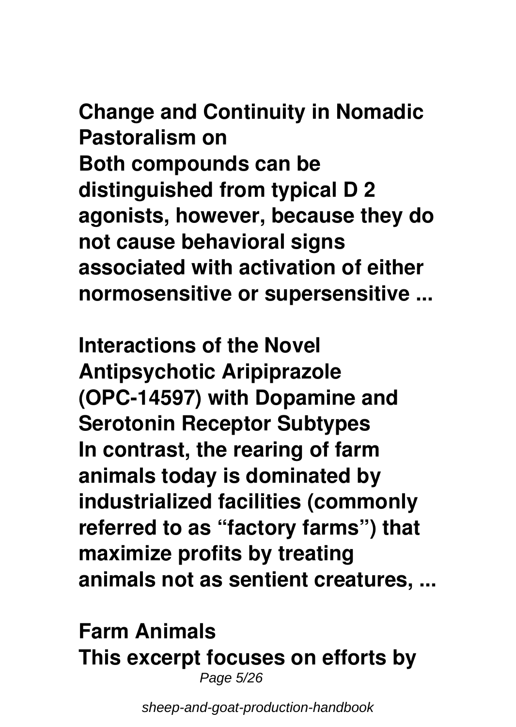**Change and Continuity in Nomadic Pastoralism on**

**Both compounds can be distinguished from typical D 2 agonists, however, because they do not cause behavioral signs associated with activation of either normosensitive or supersensitive ...**

**Interactions of the Novel Antipsychotic Aripiprazole (OPC-14597) with Dopamine and Serotonin Receptor Subtypes**

**In contrast, the rearing of farm animals today is dominated by industrialized facilities (commonly referred to as "factory farms") that maximize profits by treating animals not as sentient creatures, ...**

**Farm Animals**

**This excerpt focuses on efforts by**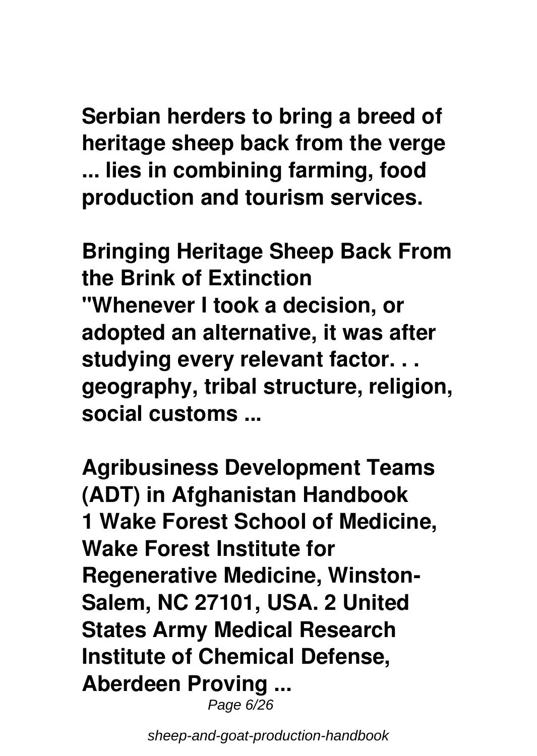**Serbian herders to bring a breed of heritage sheep back from the verge ... lies in combining farming, food production and tourism services.**

**Bringing Heritage Sheep Back From the Brink of Extinction**
**"Whenever I took a decision, or adopted an alternative, it was after studying every relevant factor. . . geography, tribal structure, religion, social customs ...**

**Agribusiness Development Teams (ADT) in Afghanistan Handbook**
**1 Wake Forest School of Medicine, Wake Forest Institute for Regenerative Medicine, Winston-Salem, NC 27101, USA. 2 United States Army Medical Research Institute of Chemical Defense, Aberdeen Proving ...**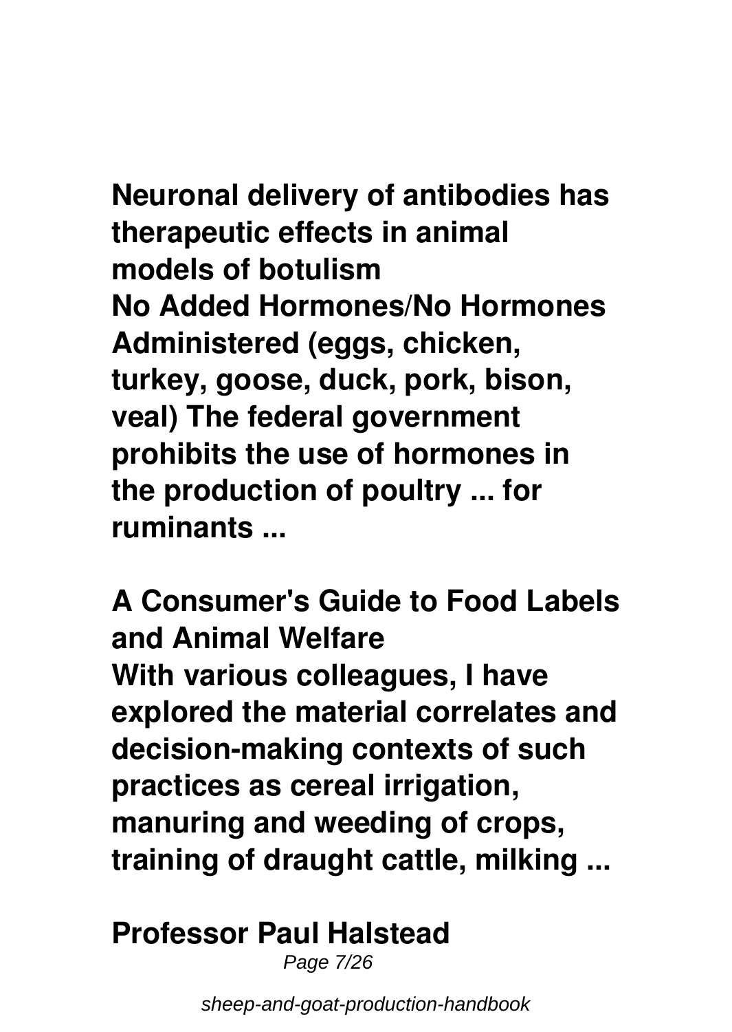**Neuronal delivery of antibodies has therapeutic effects in animal models of botulism**

**No Added Hormones/No Hormones Administered (eggs, chicken, turkey, goose, duck, pork, bison, veal) The federal government prohibits the use of hormones in the production of poultry ... for ruminants ...**

**A Consumer's Guide to Food Labels and Animal Welfare**

**With various colleagues, I have explored the material correlates and decision-making contexts of such practices as cereal irrigation, manuring and weeding of crops, training of draught cattle, milking ...**

**Professor Paul Halstead**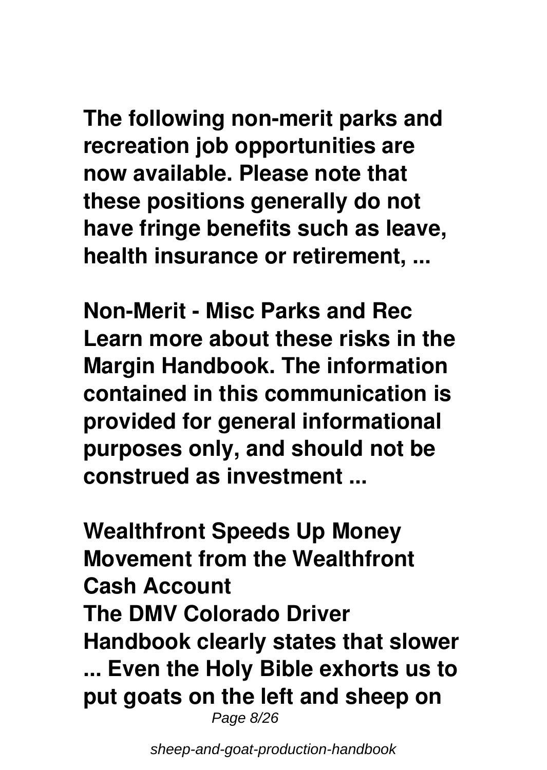**The following non-merit parks and recreation job opportunities are now available. Please note that these positions generally do not have fringe benefits such as leave, health insurance or retirement, ...**

**Non-Merit - Misc Parks and Rec**
**Learn more about these risks in the Margin Handbook. The information contained in this communication is provided for general informational purposes only, and should not be construed as investment ...**

**Wealthfront Speeds Up Money Movement from the Wealthfront Cash Account**
**The DMV Colorado Driver Handbook clearly states that slower ... Even the Holy Bible exhorts us to put goats on the left and sheep on**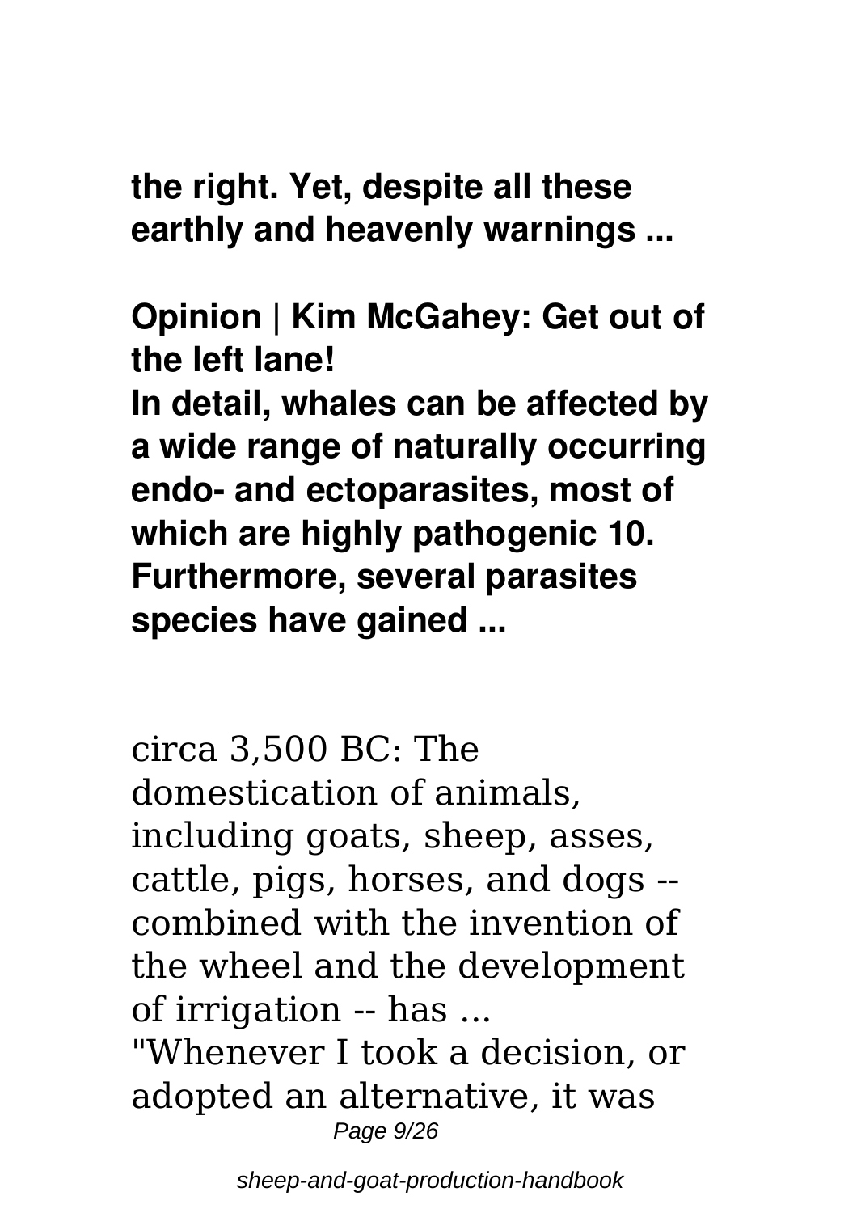**the right. Yet, despite all these earthly and heavenly warnings ...**

**Opinion | Kim McGahey: Get out of the left lane!**

**In detail, whales can be affected by a wide range of naturally occurring endo- and ectoparasites, most of which are highly pathogenic 10. Furthermore, several parasites species have gained ...**

circa 3,500 BC: The domestication of animals, including goats, sheep, asses, cattle, pigs, horses, and dogs -- combined with the invention of the wheel and the development of irrigation -- has ...

"Whenever I took a decision, or adopted an alternative, it was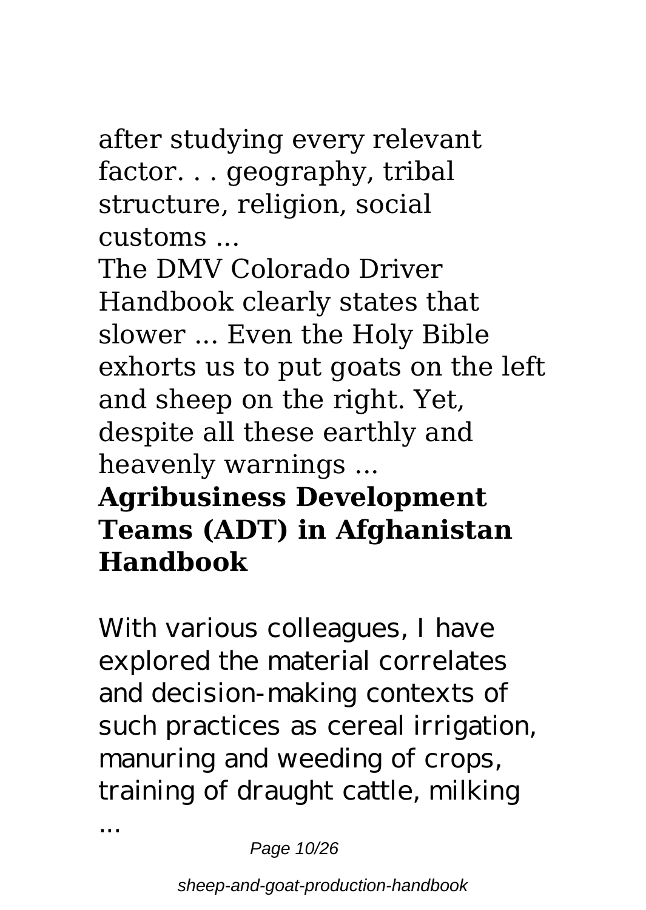after studying every relevant factor. . . geography, tribal structure, religion, social customs ...

The DMV Colorado Driver Handbook clearly states that slower ... Even the Holy Bible exhorts us to put goats on the left and sheep on the right. Yet, despite all these earthly and heavenly warnings ...

**Agribusiness Development Teams (ADT) in Afghanistan Handbook**

With various colleagues, I have explored the material correlates and decision-making contexts of such practices as cereal irrigation, manuring and weeding of crops, training of draught cattle, milking ...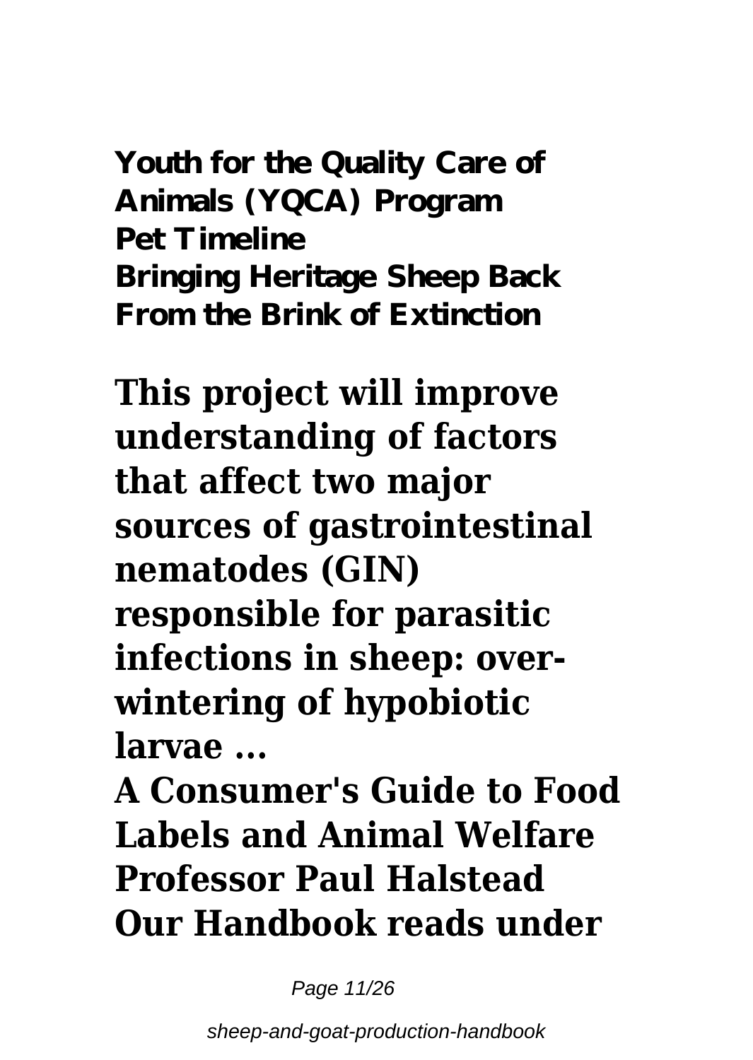**Youth for the Quality Care of Animals (YQCA) Program**
**Pet Timeline**
**Bringing Heritage Sheep Back From the Brink of Extinction**

**This project will improve understanding of factors that affect two major sources of gastrointestinal nematodes (GIN) responsible for parasitic infections in sheep: over-wintering of hypobiotic larvae ...**

**A Consumer's Guide to Food Labels and Animal Welfare**
**Professor Paul Halstead**
**Our Handbook reads under**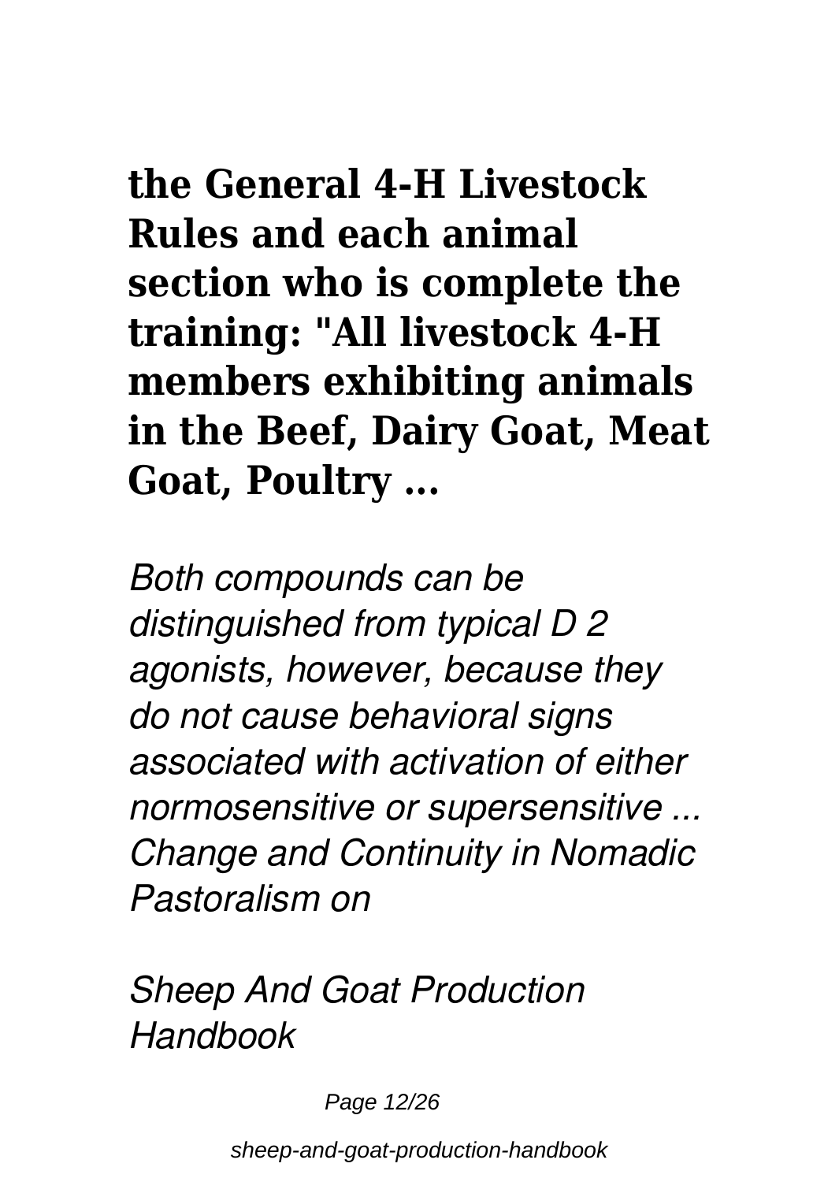**the General 4-H Livestock Rules and each animal section who is complete the training: "All livestock 4-H members exhibiting animals in the Beef, Dairy Goat, Meat Goat, Poultry ...**

*Both compounds can be distinguished from typical D 2 agonists, however, because they do not cause behavioral signs associated with activation of either normosensitive or supersensitive ...*
*Change and Continuity in Nomadic Pastoralism on*

*Sheep And Goat Production Handbook*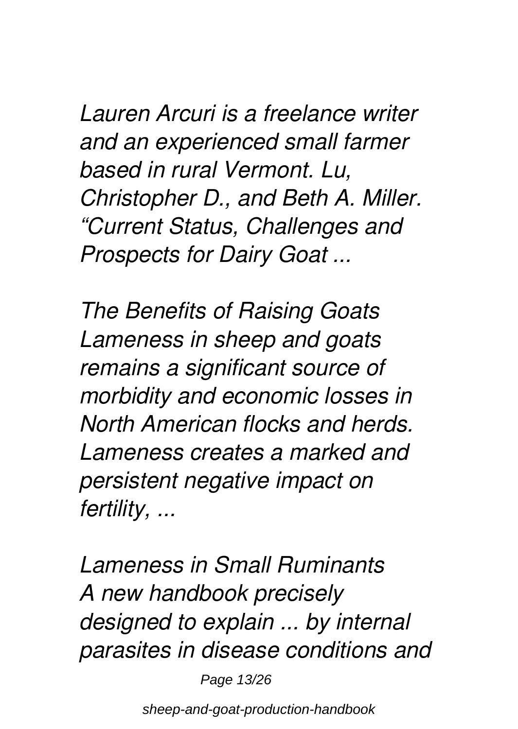*Lauren Arcuri is a freelance writer and an experienced small farmer based in rural Vermont. Lu, Christopher D., and Beth A. Miller. “Current Status, Challenges and Prospects for Dairy Goat ...*

*The Benefits of Raising Goats Lameness in sheep and goats remains a significant source of morbidity and economic losses in North American flocks and herds. Lameness creates a marked and persistent negative impact on fertility, ...*

*Lameness in Small Ruminants A new handbook precisely designed to explain ... by internal parasites in disease conditions and*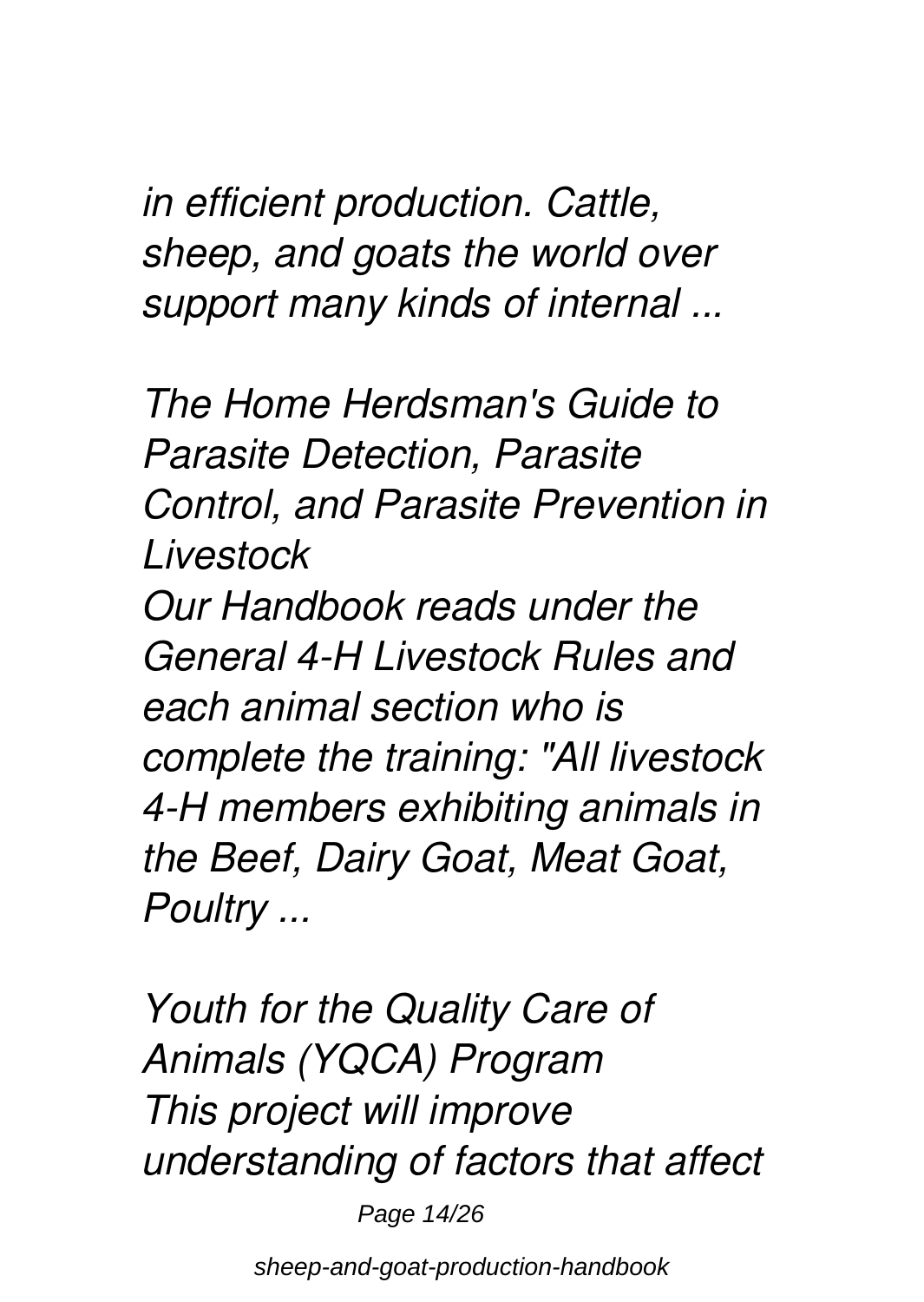*in efficient production. Cattle, sheep, and goats the world over support many kinds of internal ...*

*The Home Herdsman's Guide to Parasite Detection, Parasite Control, and Parasite Prevention in Livestock*
*Our Handbook reads under the General 4-H Livestock Rules and each animal section who is complete the training: "All livestock 4-H members exhibiting animals in the Beef, Dairy Goat, Meat Goat, Poultry ...*

*Youth for the Quality Care of Animals (YQCA) Program*
*This project will improve understanding of factors that affect*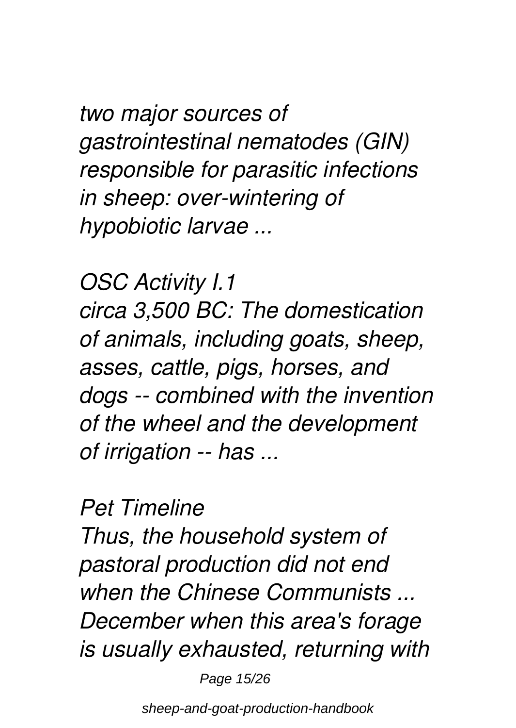*two major sources of gastrointestinal nematodes (GIN) responsible for parasitic infections in sheep: over-wintering of hypobiotic larvae ...*

*OSC Activity I.1*

*circa 3,500 BC: The domestication of animals, including goats, sheep, asses, cattle, pigs, horses, and dogs -- combined with the invention of the wheel and the development of irrigation -- has ...*

*Pet Timeline*

*Thus, the household system of pastoral production did not end when the Chinese Communists ... December when this area's forage is usually exhausted, returning with*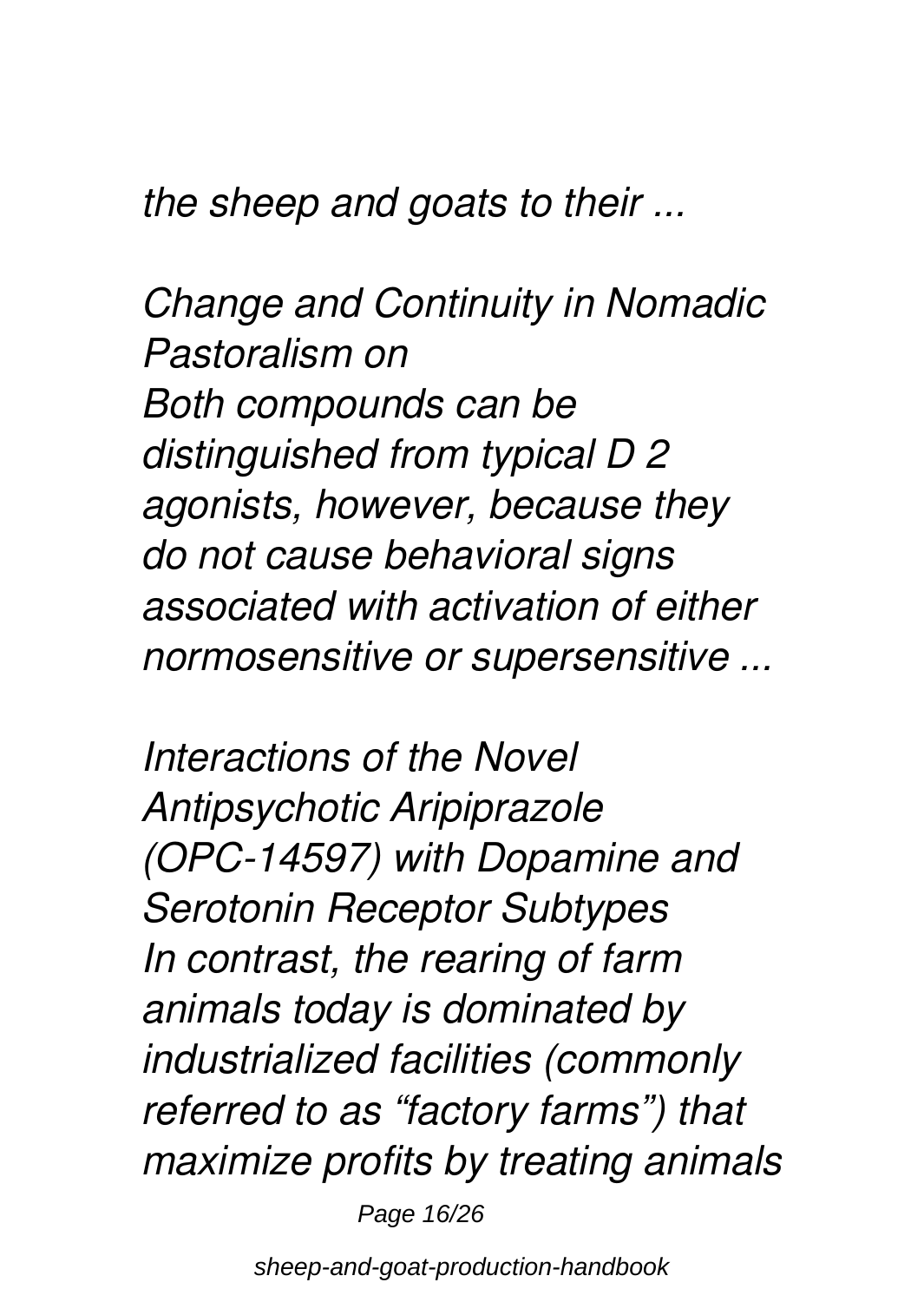*the sheep and goats to their ...*

*Change and Continuity in Nomadic Pastoralism on*

*Both compounds can be distinguished from typical D 2 agonists, however, because they do not cause behavioral signs associated with activation of either normosensitive or supersensitive ...*

*Interactions of the Novel Antipsychotic Aripiprazole (OPC-14597) with Dopamine and Serotonin Receptor Subtypes*

*In contrast, the rearing of farm animals today is dominated by industrialized facilities (commonly referred to as "factory farms") that maximize profits by treating animals*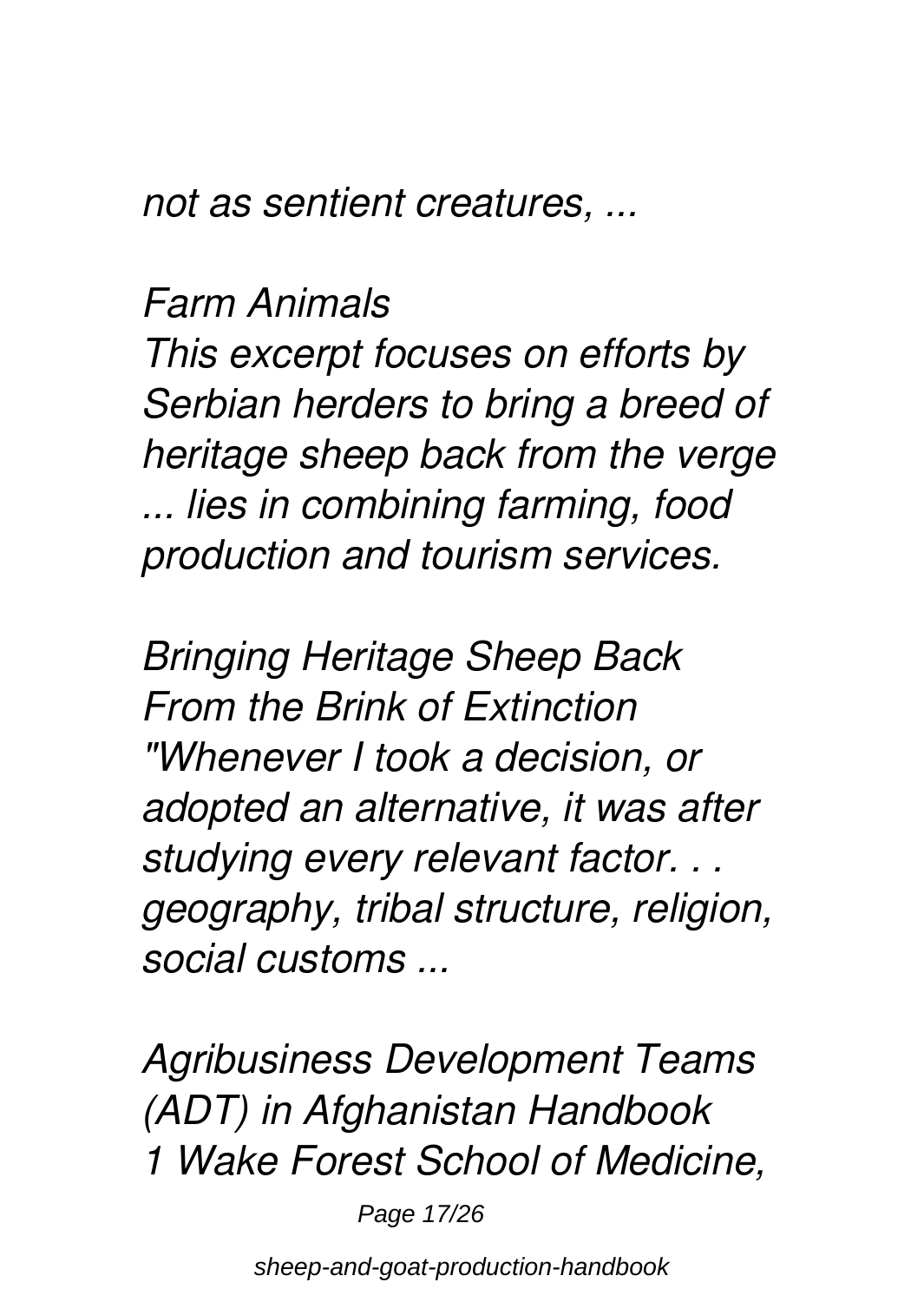*not as sentient creatures, ...*

*Farm Animals*
*This excerpt focuses on efforts by Serbian herders to bring a breed of heritage sheep back from the verge ... lies in combining farming, food production and tourism services.*

*Bringing Heritage Sheep Back From the Brink of Extinction*
*"Whenever I took a decision, or adopted an alternative, it was after studying every relevant factor. . . geography, tribal structure, religion, social customs ...*

*Agribusiness Development Teams (ADT) in Afghanistan Handbook*
*1 Wake Forest School of Medicine,*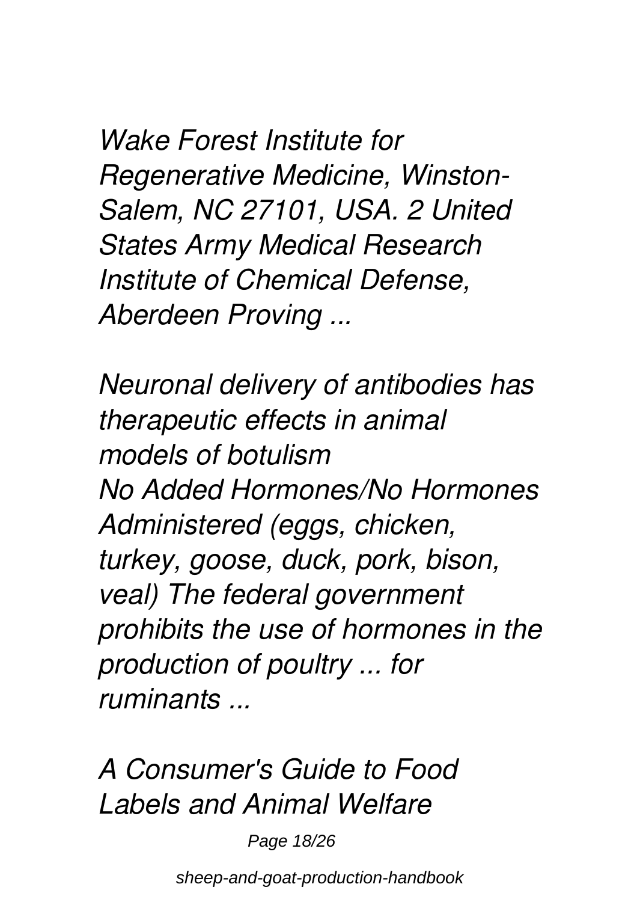*Wake Forest Institute for Regenerative Medicine, Winston-Salem, NC 27101, USA. 2 United States Army Medical Research Institute of Chemical Defense, Aberdeen Proving ...*

## *Neuronal delivery of antibodies has therapeutic effects in animal models of botulism*

*No Added Hormones/No Hormones Administered (eggs, chicken, turkey, goose, duck, pork, bison, veal) The federal government prohibits the use of hormones in the production of poultry ... for ruminants ...*

## *A Consumer's Guide to Food Labels and Animal Welfare*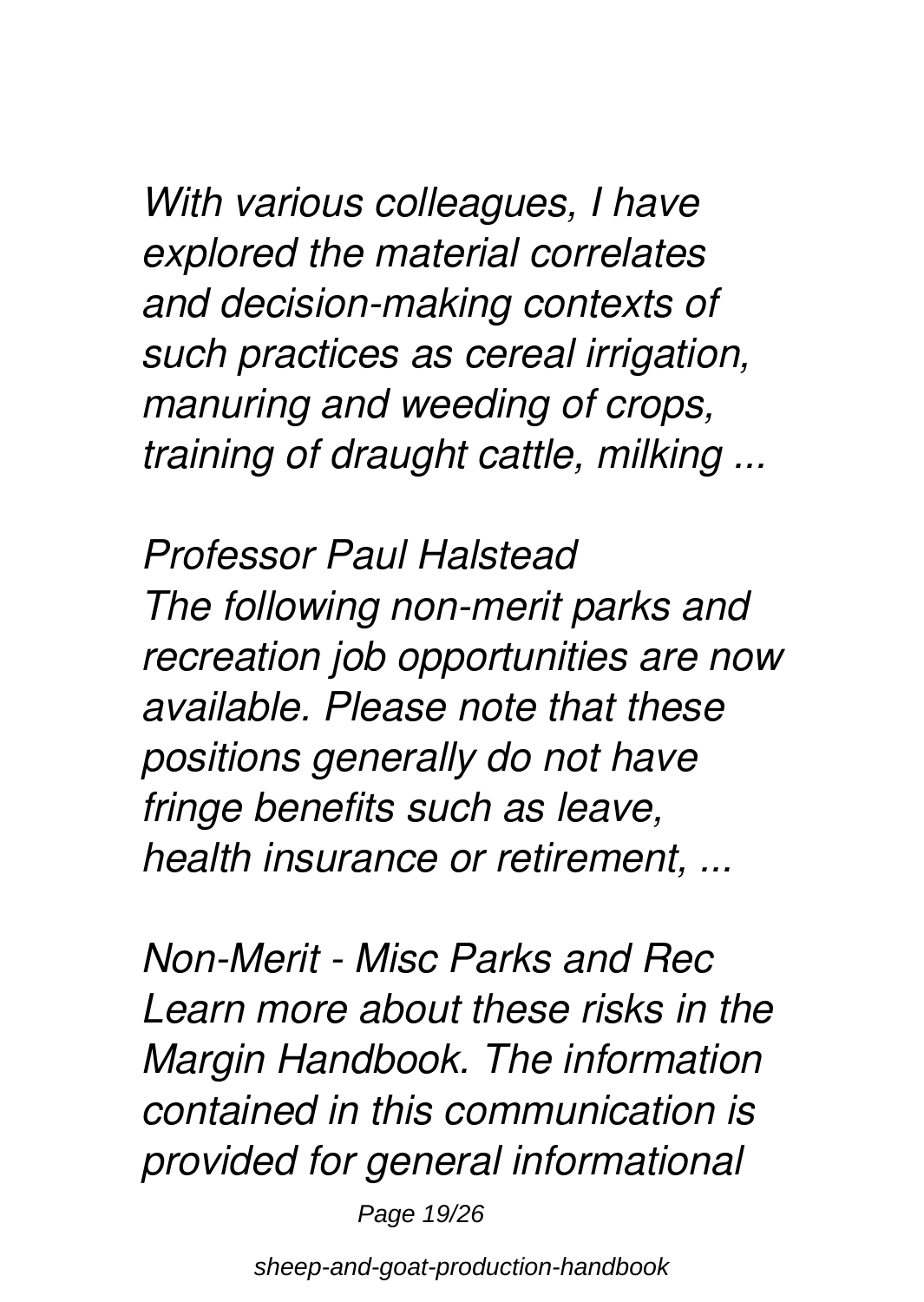*With various colleagues, I have explored the material correlates and decision-making contexts of such practices as cereal irrigation, manuring and weeding of crops, training of draught cattle, milking ...*

*Professor Paul Halstead*
*The following non-merit parks and recreation job opportunities are now available. Please note that these positions generally do not have fringe benefits such as leave, health insurance or retirement, ...*

*Non-Merit - Misc Parks and Rec*
*Learn more about these risks in the Margin Handbook. The information contained in this communication is provided for general informational*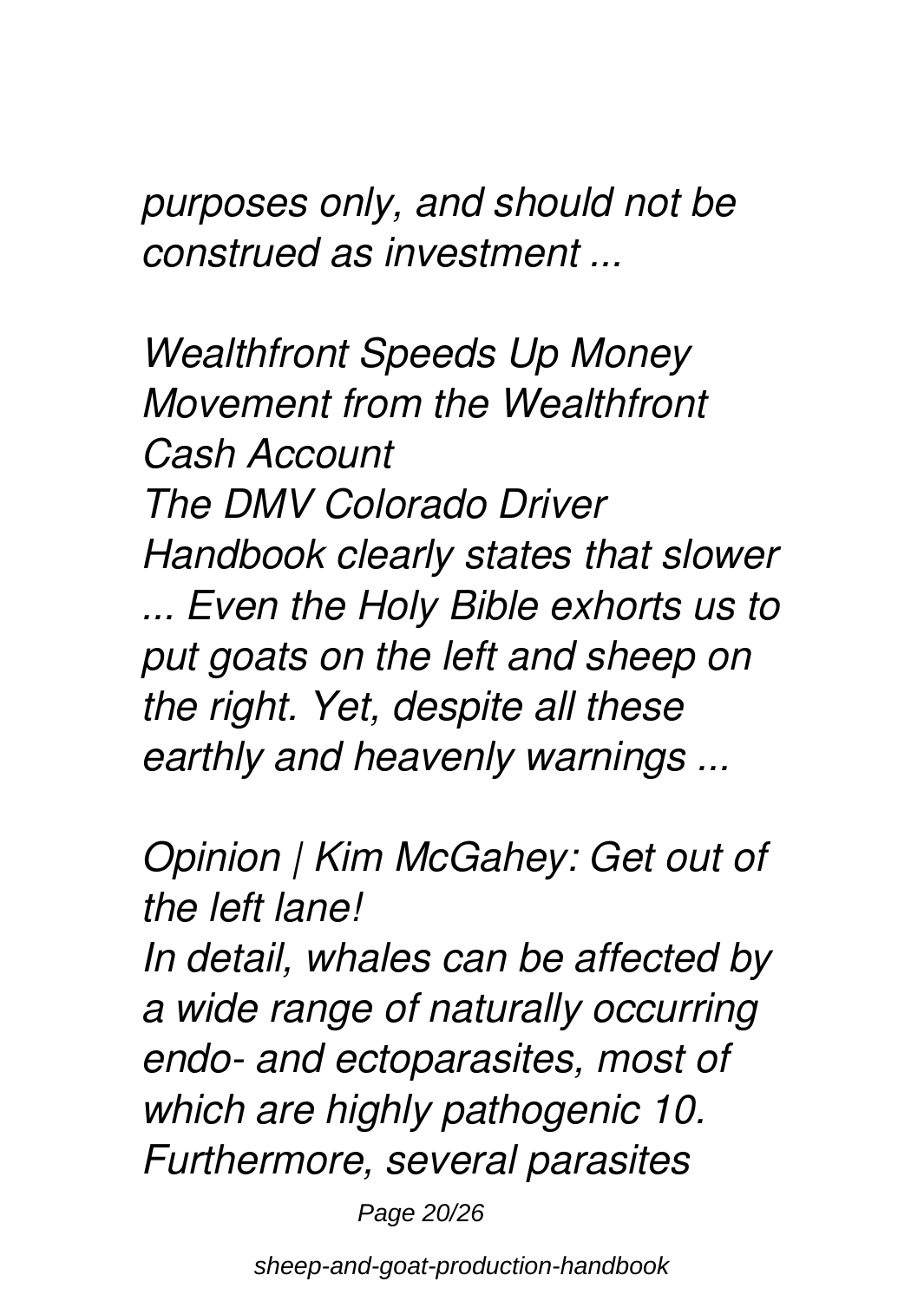*purposes only, and should not be construed as investment ...*

*Wealthfront Speeds Up Money Movement from the Wealthfront Cash Account*

*The DMV Colorado Driver Handbook clearly states that slower ... Even the Holy Bible exhorts us to put goats on the left and sheep on the right. Yet, despite all these earthly and heavenly warnings ...*

*Opinion | Kim McGahey: Get out of the left lane!*

*In detail, whales can be affected by a wide range of naturally occurring endo- and ectoparasites, most of which are highly pathogenic 10. Furthermore, several parasites*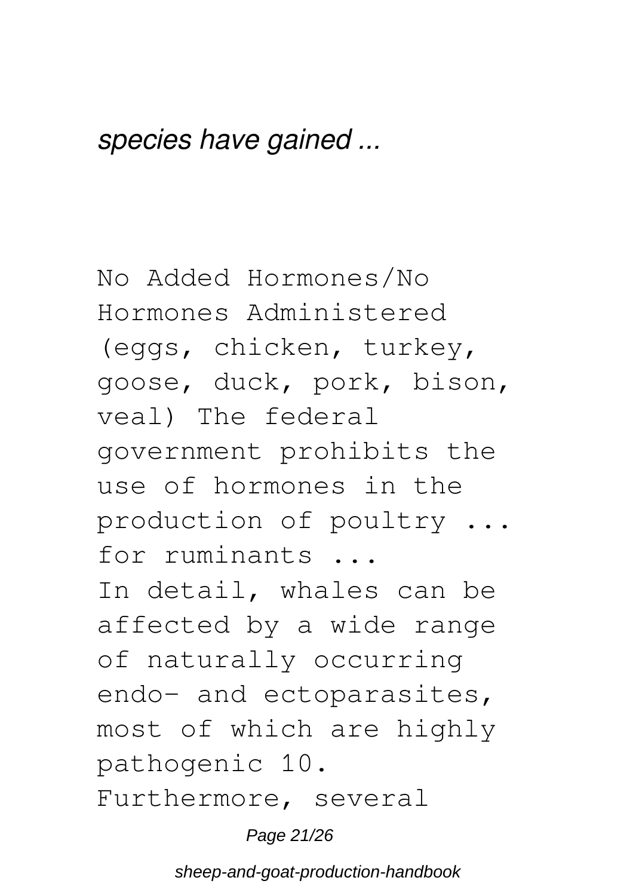*species have gained ...*

No Added Hormones/No Hormones Administered (eggs, chicken, turkey, goose, duck, pork, bison, veal) The federal government prohibits the use of hormones in the production of poultry ... for ruminants ...

In detail, whales can be affected by a wide range of naturally occurring endo- and ectoparasites, most of which are highly pathogenic 10. Furthermore, several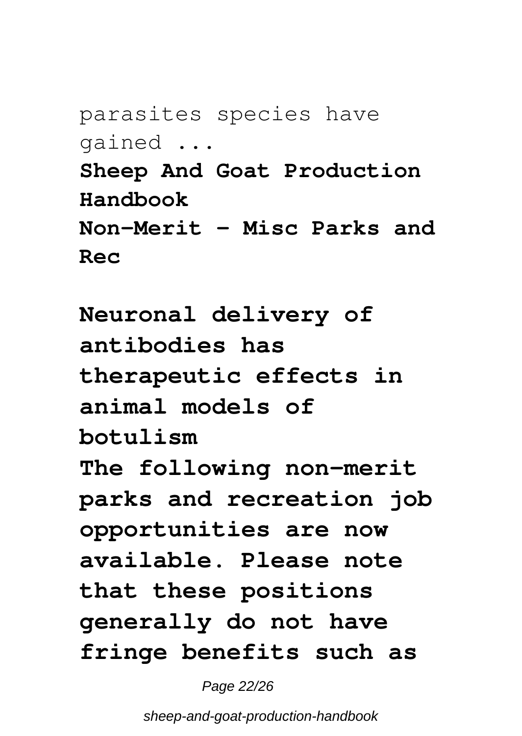parasites species have gained ...

**Sheep And Goat Production Handbook**

**Non-Merit - Misc Parks and Rec**

**Neuronal delivery of antibodies has therapeutic effects in animal models of botulism**

**The following non-merit parks and recreation job opportunities are now available. Please note that these positions generally do not have fringe benefits such as**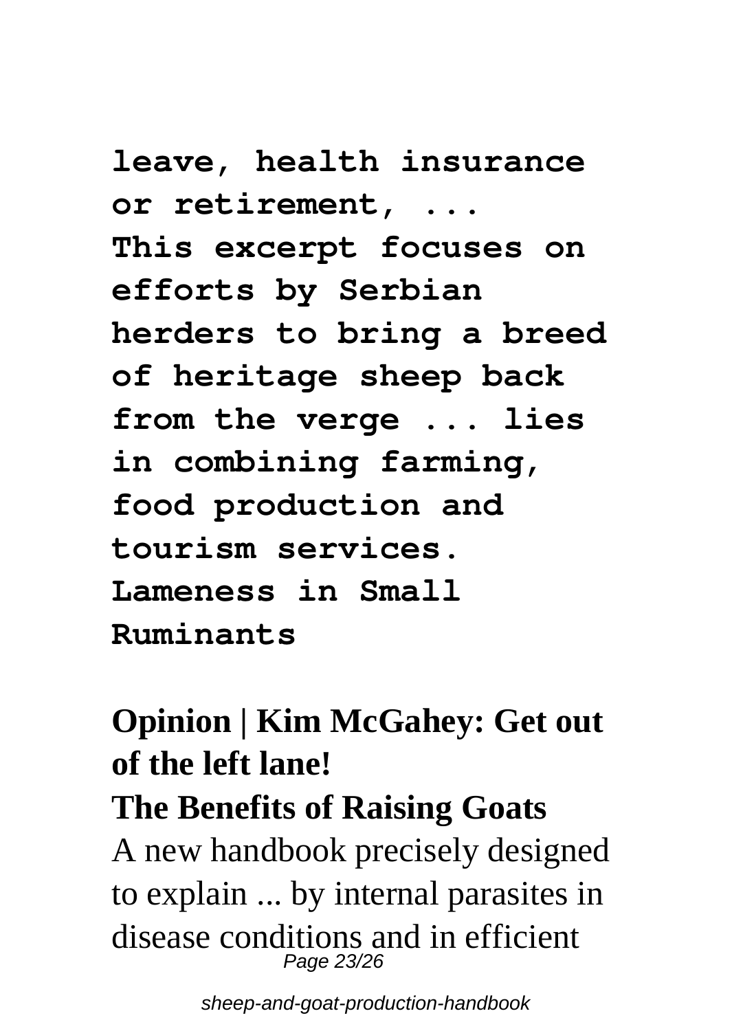**leave, health insurance or retirement, ...**
**This excerpt focuses on efforts by Serbian herders to bring a breed of heritage sheep back from the verge ... lies in combining farming, food production and tourism services.**
**Lameness in Small Ruminants**

**Opinion | Kim McGahey: Get out of the left lane!**

**The Benefits of Raising Goats**

A new handbook precisely designed to explain ... by internal parasites in disease conditions and in efficient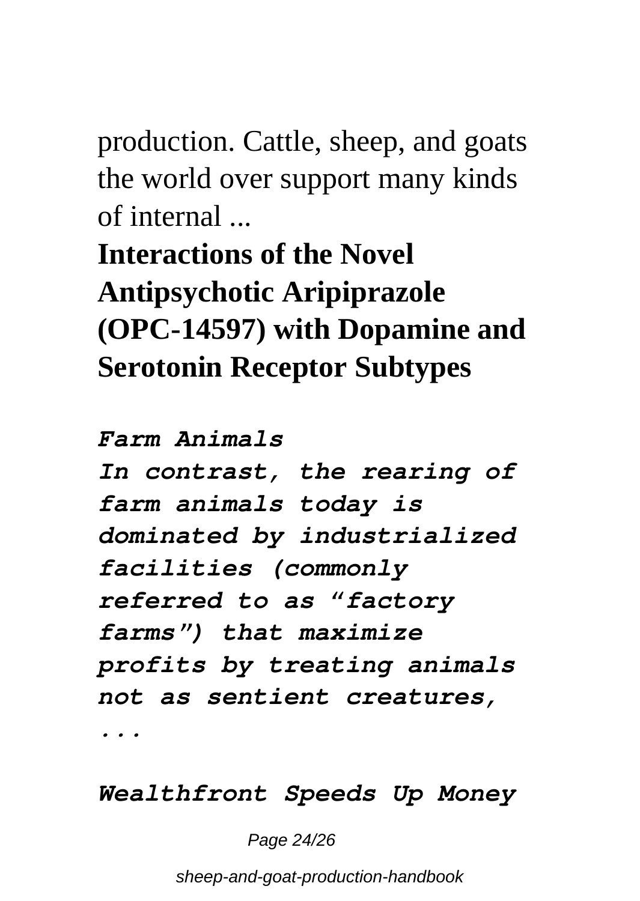production. Cattle, sheep, and goats the world over support many kinds of internal ...

**Interactions of the Novel Antipsychotic Aripiprazole (OPC-14597) with Dopamine and Serotonin Receptor Subtypes**

***Farm Animals***

***In contrast, the rearing of farm animals today is dominated by industrialized facilities (commonly referred to as "factory farms") that maximize profits by treating animals not as sentient creatures, ...***

***Wealthfront Speeds Up Money***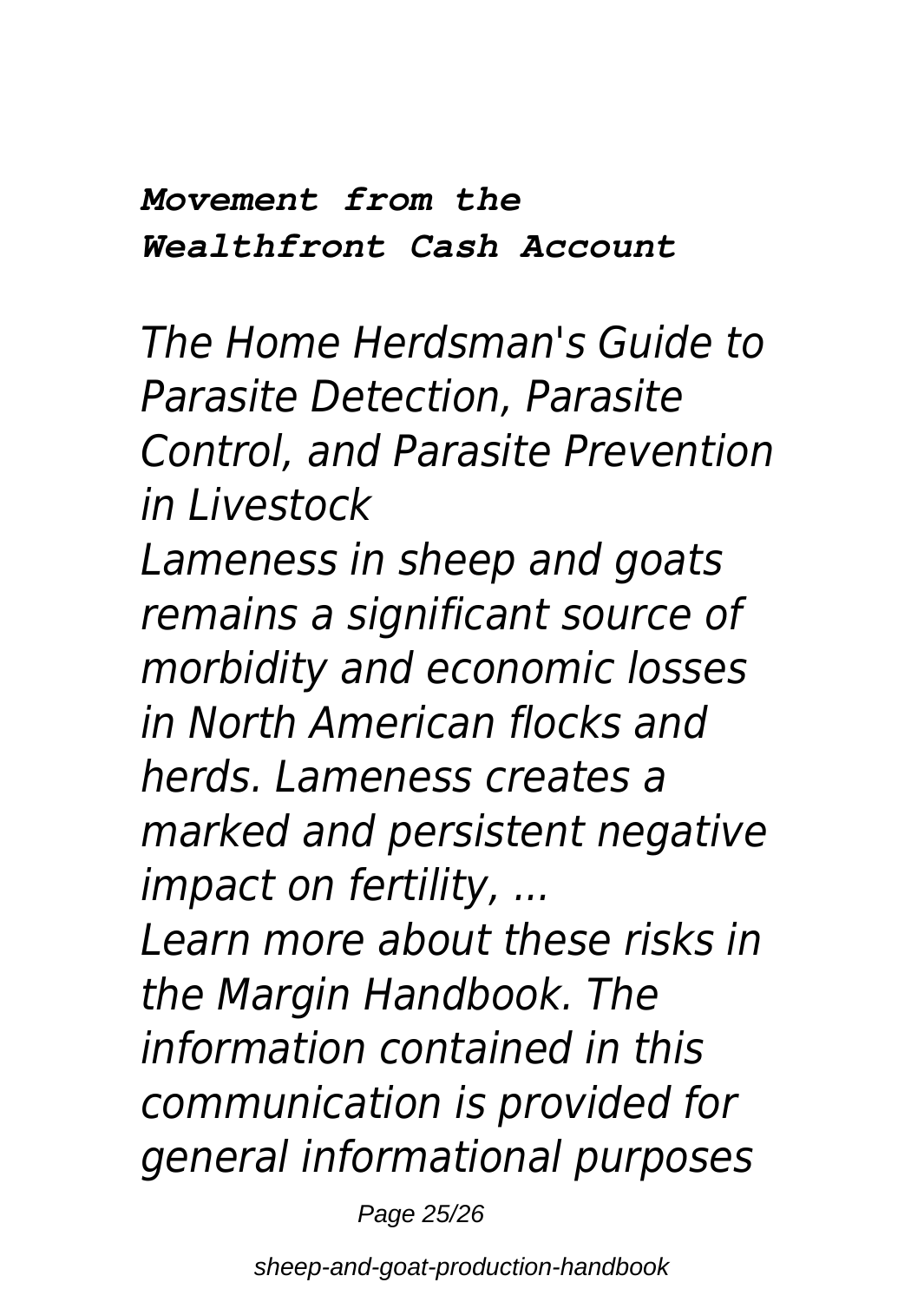***Movement from the Wealthfront Cash Account***

*The Home Herdsman's Guide to Parasite Detection, Parasite Control, and Parasite Prevention in Livestock*

*Lameness in sheep and goats remains a significant source of morbidity and economic losses in North American flocks and herds. Lameness creates a marked and persistent negative impact on fertility, ...*

*Learn more about these risks in the Margin Handbook. The information contained in this communication is provided for general informational purposes*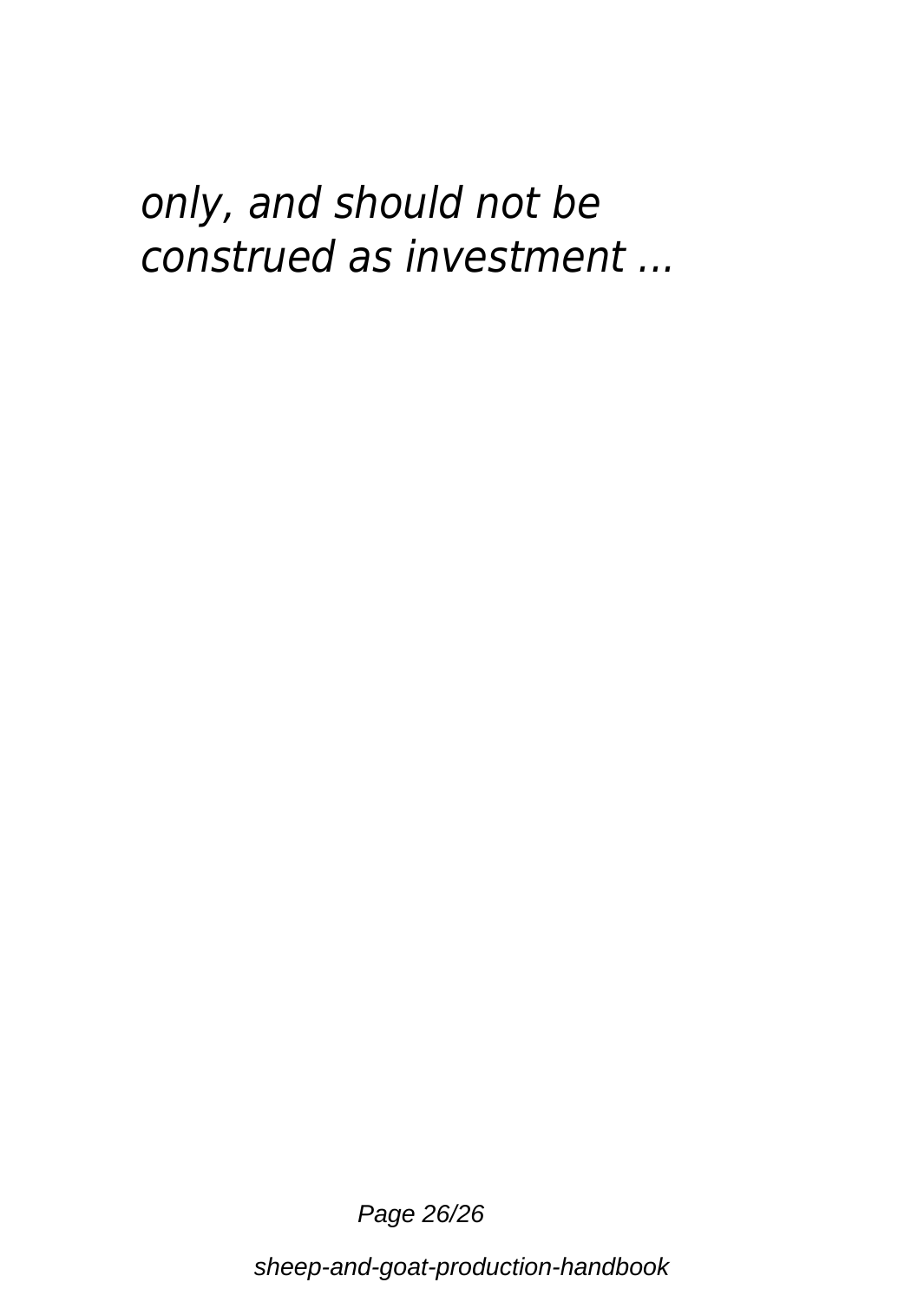*only, and should not be construed as investment ...*